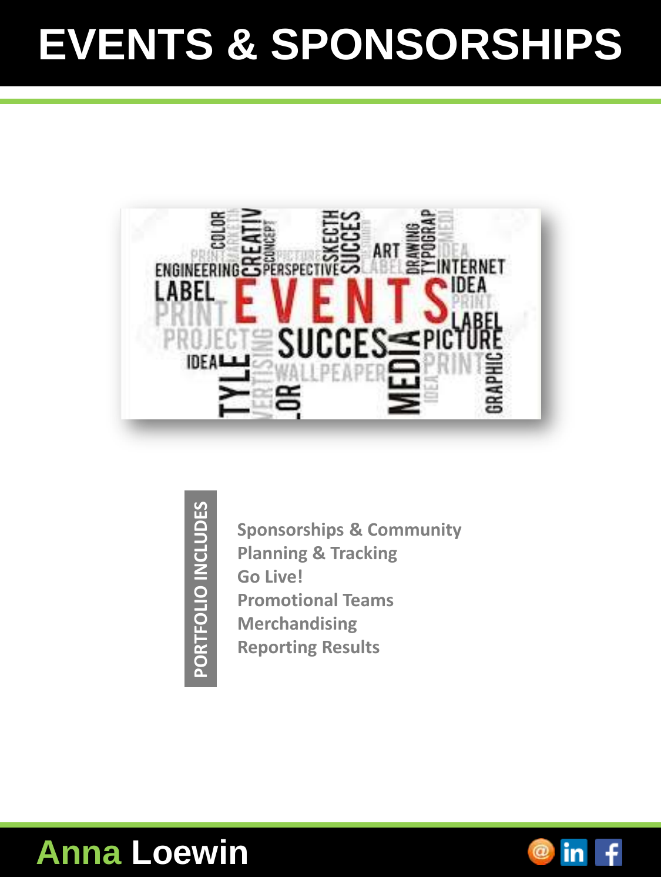# EVENTS & SPONSORSHIPS

**PORTFOLIO INCLUDES**

- Sponsorships & Community
- Planning & Tracking
- Go Live!
- Promotional Teams
- Merchandising
- Reporting Results

**Anna Loewin**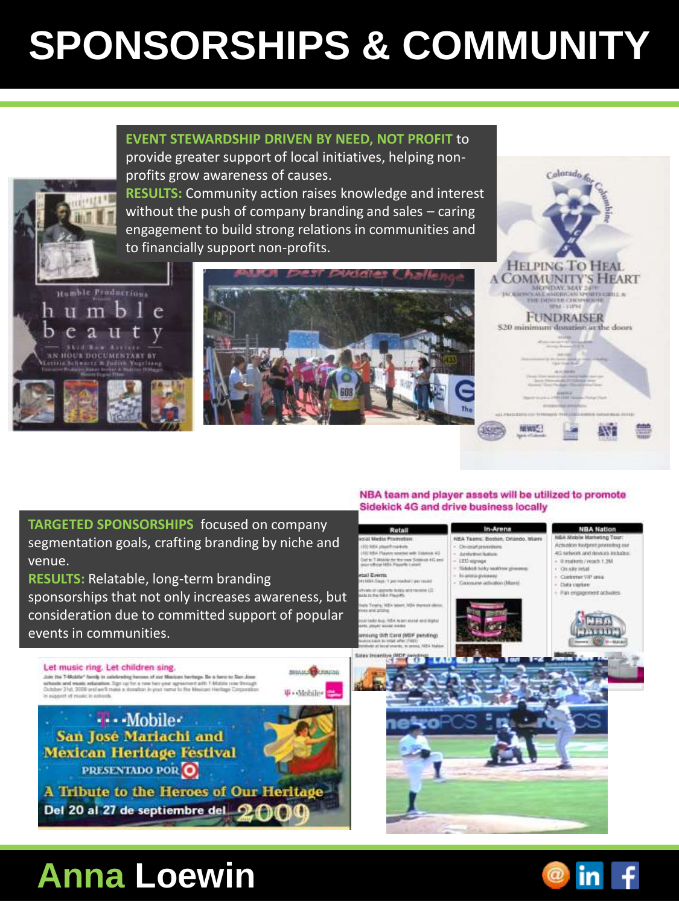# SPONSORSHIPS & COMMUNITY

**EVENT STEWARDSHIP DRIVEN BY NEED, NOT PROFIT** to provide greater support of local initiatives, helping non-profits grow awareness of causes.

**RESULTS:** Community action raises knowledge and interest without the push of company branding and sales – caring engagement to build strong relations in communities and to financially support non-profits.

**TARGETED SPONSORSHIPS** focused on company segmentation goals, crafting branding by niche and venue.

**RESULTS:** Relatable, long-term branding sponsorships that not only increases awareness, but consideration due to committed support of popular events in communities.

**Anna Loewin**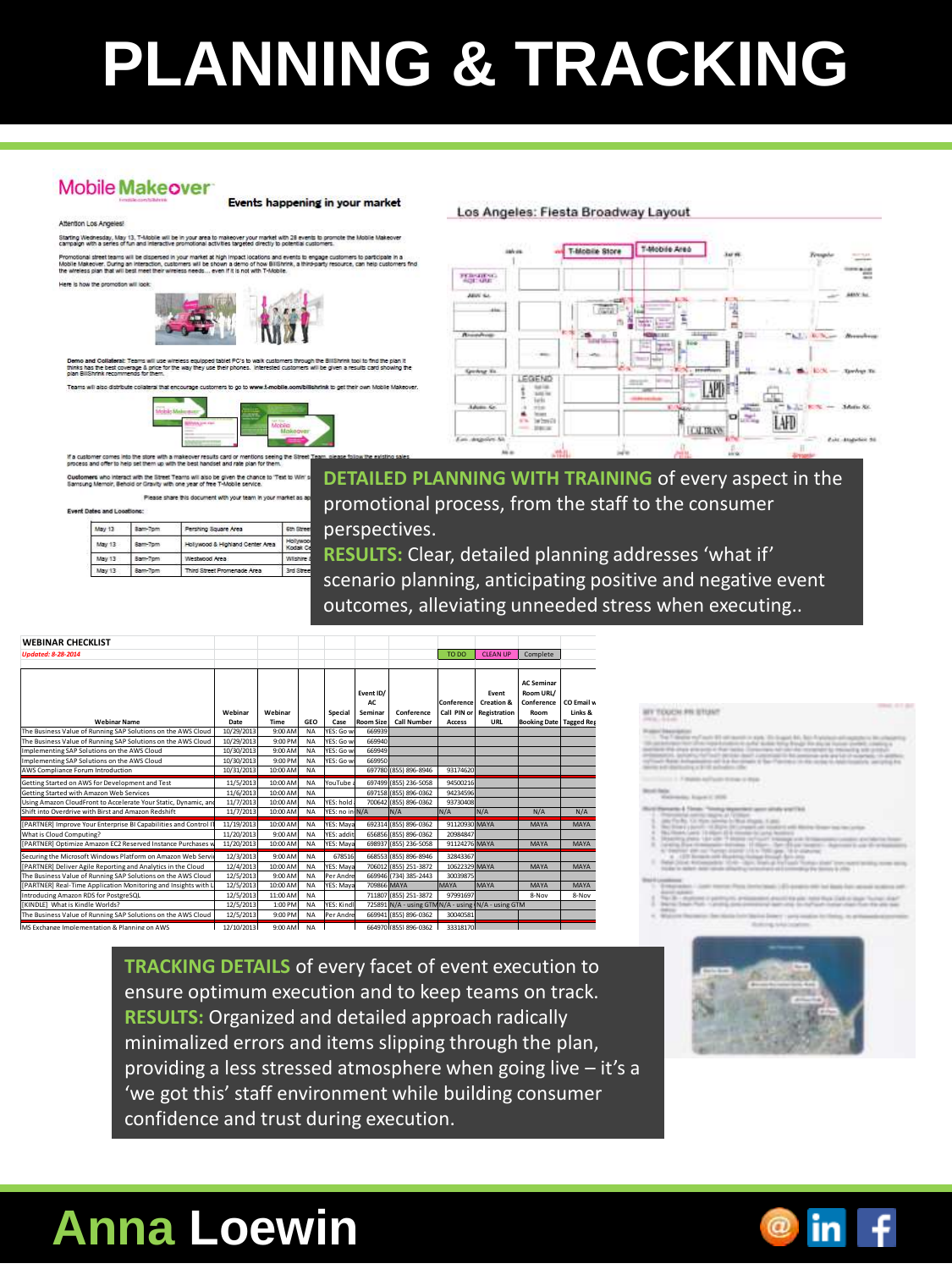# PLANNING & TRACKING

## Mobile Makeover

**Events happening in your market**

Attention Los Angeles!

Starting Wednesday, May 13, T-Mobile will be in your area to makeover your market with 28 events to promote the Mobile Makeover campaign with a series of fun and interactive promotional activities targeted directly to potential customers.

Promotional street teams will be dispersed in your market at high impact locations and events to engage customers to participate in a Mobile Makeover. During an interaction, customers will be shown a demo of how BillShrink, a third-party resource, can help customers find the wireless plan that will best meet their wireless needs… even if it is not with T-Mobile.

Here is how the promotion will look:

**Demo and Collateral:** Teams will use wireless equipped tablet PC's to walk customers through the BillShrink tool to find the plan it thinks has the best coverage & price for the way they use their phones. Interested customers will be given a results card showing the plan BillShrink recommends for them.

Teams will also distribute collateral that encourage customers to go to www.t-mobile.com/billshrink to get their own Mobile Makeover.

If a customer comes into the store with a makeover results card or mentions seeing the Street Team, please follow the existing sales process and offer to help set them up with the best handset and rate plan for them.

**Customers** who interact with the Street Teams will also be given the chance to 'Text to Win' a Samsung Memoir, Behold or Gravity with one year of free T-Mobile service.

Please share this document with your team in your market as a...

**Event Dates and Locations:**

| | | | |
|---|---|---|---|
| May 13 | 8am-7pm | Pershing Square Area | 5th Street |
| May 13 | 8am-7pm | Hollywood & Highland Center Area | Hollywood Kodak C... |
| May 13 | 8am-7pm | Westwood Area | Wilshire |
| May 13 | 8am-7pm | Third Street Promenade Area | 3rd Street |

**Los Angeles: Fiesta Broadway Layout**

**DETAILED PLANNING WITH TRAINING** of every aspect in the promotional process, from the staff to the consumer perspectives.
**RESULTS:** Clear, detailed planning addresses 'what if' scenario planning, anticipating positive and negative event outcomes, alleviating unneeded stress when executing..

**WEBINAR CHECKLIST**
*Updated: 8-28-2014*

TO DO | CLEAN UP | Complete

| Webinar Name | Webinar Date | Webinar Time | GEO | Special Case | Event ID/ AC Seminar Room Size | Conference Call Number | Conference Call PIN or Access | Event Creation & Registration URL | AC Seminar Room URL/ Conference Room Booking Date | CO Email w Links & Tagged Reg |
|---|---|---|---|---|---|---|---|---|---|---|
| The Business Value of Running SAP Solutions on the AWS Cloud | 10/29/2013 | 9:00 AM | NA | YES: Go w | 669939 | | | | | |
| The Business Value of Running SAP Solutions on the AWS Cloud | 10/29/2013 | 9:00 PM | NA | YES: Go w | 669940 | | | | | |
| Implementing SAP Solutions on the AWS Cloud | 10/30/2013 | 9:00 AM | NA | YES: Go w | 669949 | | | | | |
| Implementing SAP Solutions on the AWS Cloud | 10/30/2013 | 9:00 PM | NA | YES: Go w | 669950 | | | | | |
| AWS Compliance Forum Introduction | 10/31/2013 | 10:00 AM | NA | | 697780 | (855) 896-8946 | 93174620 | | | |
| Getting Started on AWS for Development and Test | 11/5/2013 | 10:00 AM | NA | YouTube | 697499 | (855) 236-5058 | 94500216 | | | |
| Getting Started with Amazon Web Services | 11/6/2013 | 10:00 AM | NA | | 697158 | (855) 896-0362 | 94234596 | | | |
| Using Amazon CloudFront to Accelerate Your Static, Dynamic, and | 11/7/2013 | 10:00 AM | NA | YES: hold | 700642 | (855) 896-0362 | 93730408 | | | |
| Shift into Overdrive with Birst and Amazon Redshift | 11/7/2013 | 10:00 AM | NA | YES: no in | N/A | N/A | N/A | N/A | N/A | N/A |
| [PARTNER] Improve Your Enterprise BI Capabilities and Control I | 11/19/2013 | 10:00 AM | NA | YES: Maya | 692314 | (855) 896-0362 | 91120930 | MAYA | MAYA | MAYA |
| What is Cloud Computing? | 11/20/2013 | 9:00 AM | NA | YES: addit | 656856 | (855) 896-0362 | 20984847 | | | |
| [PARTNER] Optimize Amazon EC2 Reserved Instance Purchases w | 11/20/2013 | 10:00 AM | NA | YES: Maya | 698937 | (855) 236-5058 | 91124675 | MAYA | MAYA | MAYA |
| Securing the Microsoft Windows Platform on Amazon Web Servi | 12/3/2013 | 9:00 AM | NA | | 678516 | | | | | |
| [PARTNER] Deliver Agile Reporting and Analytics in the Cloud | 12/4/2013 | 10:00 AM | NA | YES: Maya | 706012 | (855) 251-3872 | 10622329 | MAYA | MAYA | MAYA |
| The Business Value of Running SAP Solutions on the AWS Cloud | 12/5/2013 | 9:00 AM | NA | Per Andre | 669946 | (734) 385-2443 | 30039875 | | | |
| [PARTNER] Real-Time Application Monitoring and Insights with L | 12/5/2013 | 10:00 AM | NA | YES: Maya | 709866 | MAYA | MAYA | MAYA | MAYA | MAYA |
| Introducing Amazon RDS for PostgreSQL | 12/5/2013 | 11:00 AM | NA | | 711807 | (855) 251-3872 | 97991697 | | 8-Nov | 8-Nov |
| [KINDLE] What is Kindle Worlds? | 12/5/2013 | 1:00 PM | NA | YES: Kindl | 725891 | N/A - using GTM | N/A - using | N/A - using GTM | | |
| The Business Value of Running SAP Solutions on the AWS Cloud | 12/5/2013 | 9:00 PM | NA | Per Andre | 669941 | (855) 896-0362 | 30040581 | | | |
| MS Exchange Implementation & Planning on AWS | 12/10/2013 | 9:00 AM | NA | | 664970 | (855) 896-0362 | 33318170 | | | |

**TRACKING DETAILS** of every facet of event execution to ensure optimum execution and to keep teams on track.
**RESULTS:** Organized and detailed approach radically minimalized errors and items slipping through the plan, providing a less stressed atmosphere when going live – it's a 'we got this' staff environment while building consumer confidence and trust during execution.

# Anna Loewin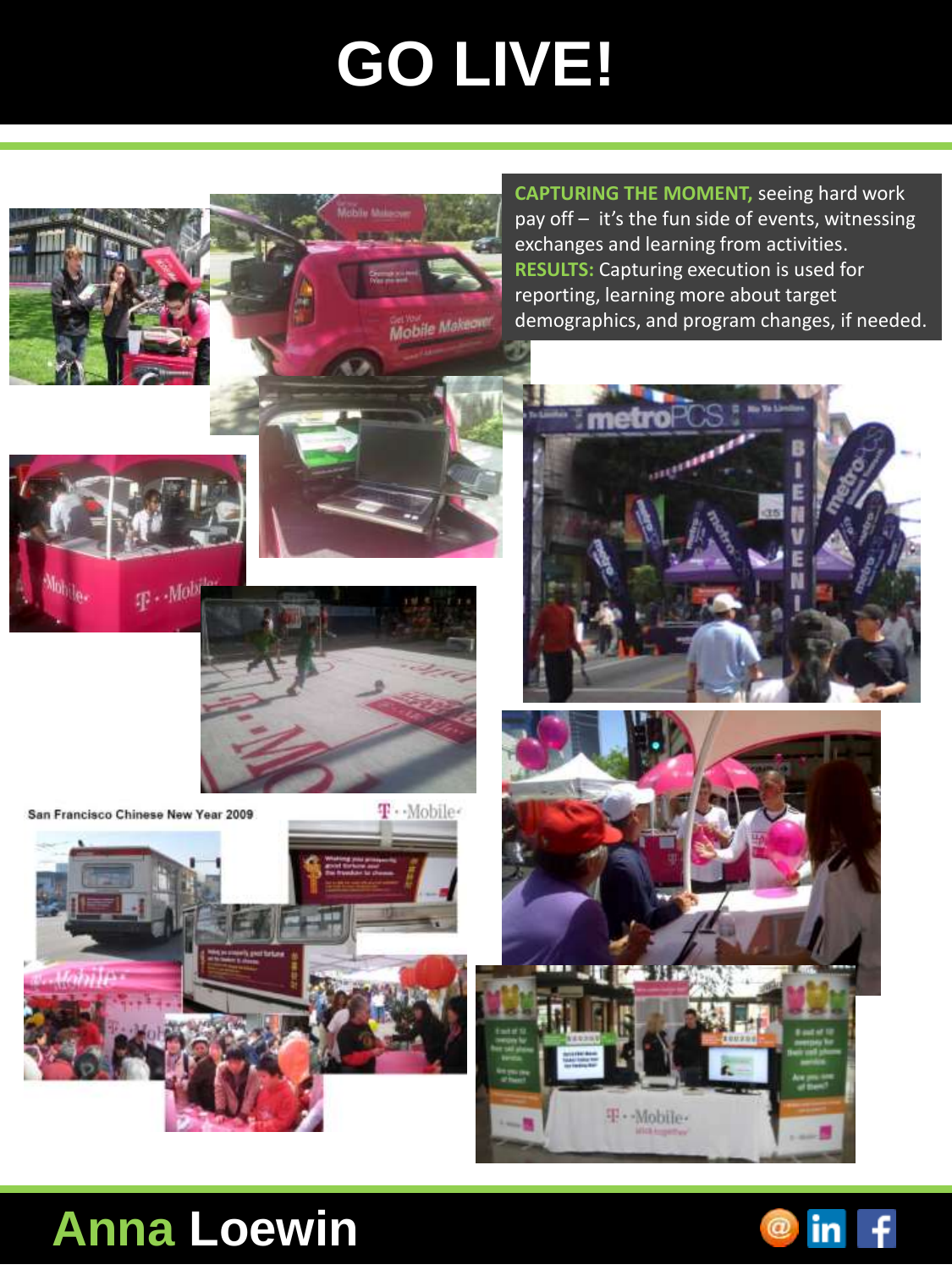# GO LIVE!

**CAPTURING THE MOMENT,** seeing hard work pay off – it's the fun side of events, witnessing exchanges and learning from activities. **RESULTS:** Capturing execution is used for reporting, learning more about target demographics, and program changes, if needed.

San Francisco Chinese New Year 2009

**Anna Loewin**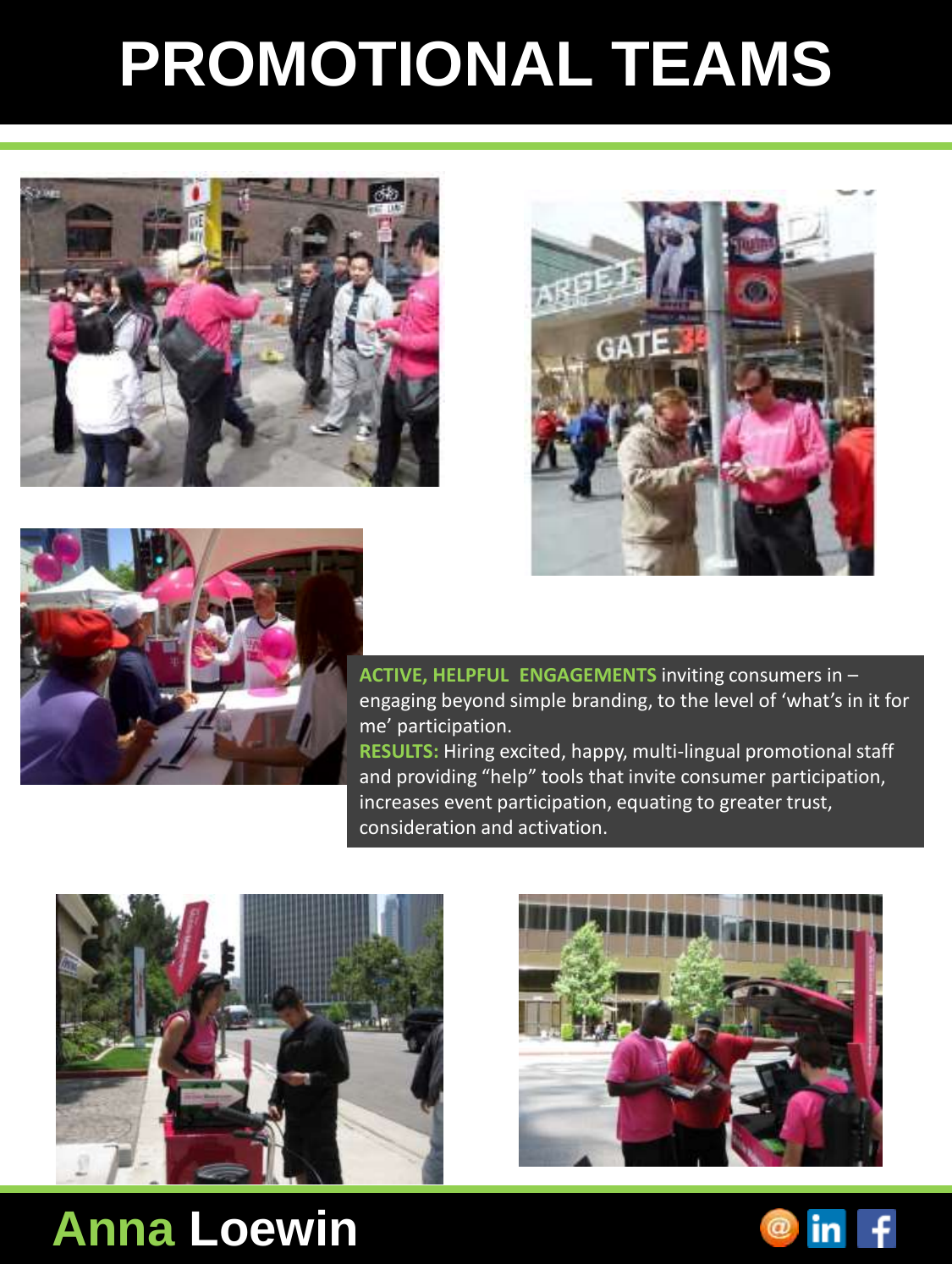# PROMOTIONAL TEAMS

**ACTIVE, HELPFUL ENGAGEMENTS** inviting consumers in – engaging beyond simple branding, to the level of 'what's in it for me' participation.

**RESULTS:** Hiring excited, happy, multi-lingual promotional staff and providing "help" tools that invite consumer participation, increases event participation, equating to greater trust, consideration and activation.

## Anna Loewin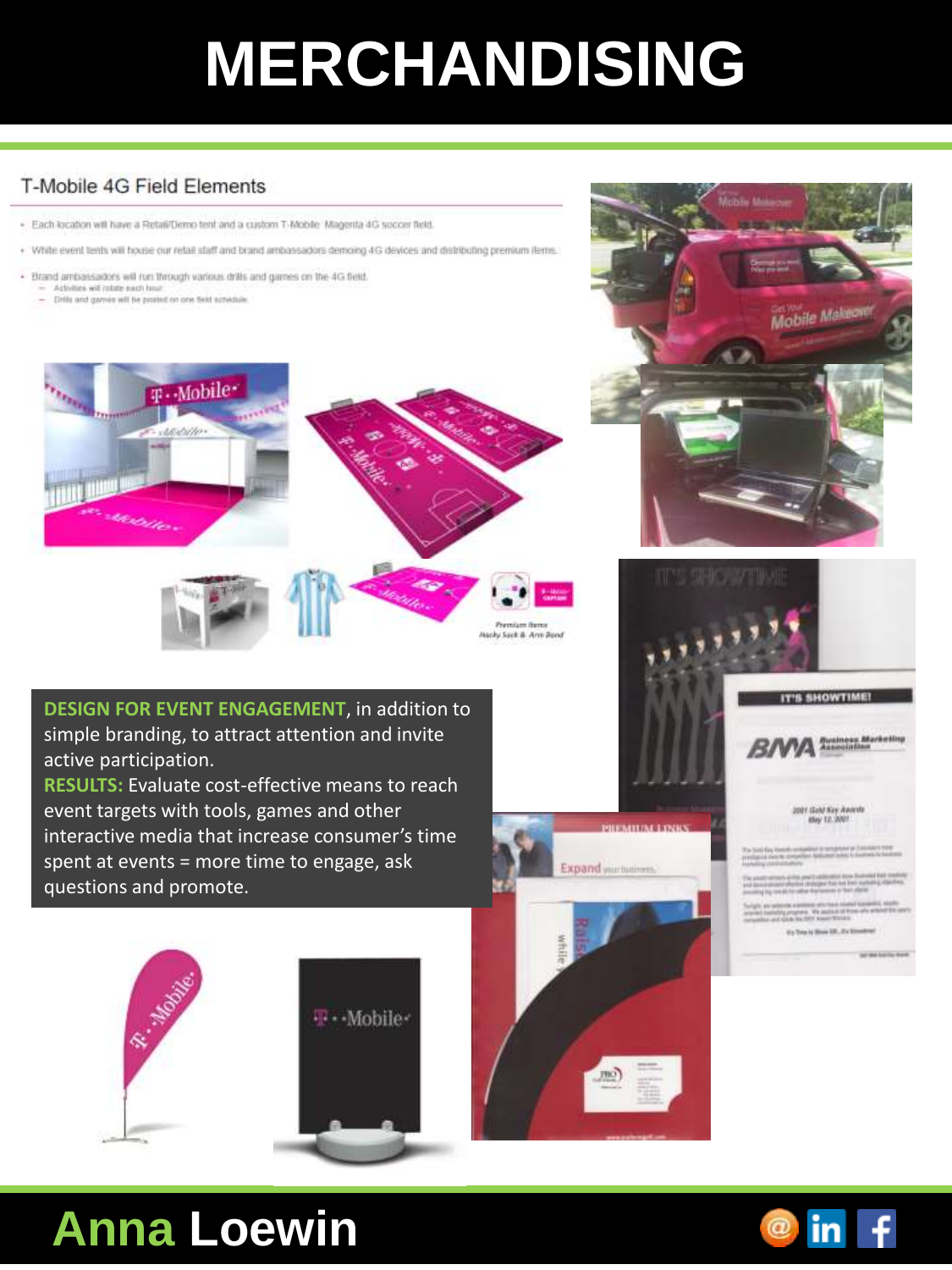# MERCHANDISING

## T-Mobile 4G Field Elements

- Each location will have a Retail/Demo tent and a custom T-Mobile Magenta 4G soccer field.
- White event tents will house our retail staff and brand ambassadors demoing 4G devices and distributing premium items.
- Brand ambassadors will run through various drills and games on the 4G field.
  - Activities will rotate each hour.
  - Drills and games will be posted on one field schedule.

Premium Items
Hacky Sack & Arm Band

**DESIGN FOR EVENT ENGAGEMENT**, in addition to simple branding, to attract attention and invite active participation.
**RESULTS:** Evaluate cost-effective means to reach event targets with tools, games and other interactive media that increase consumer's time spent at events = more time to engage, ask questions and promote.

**Anna Loewin**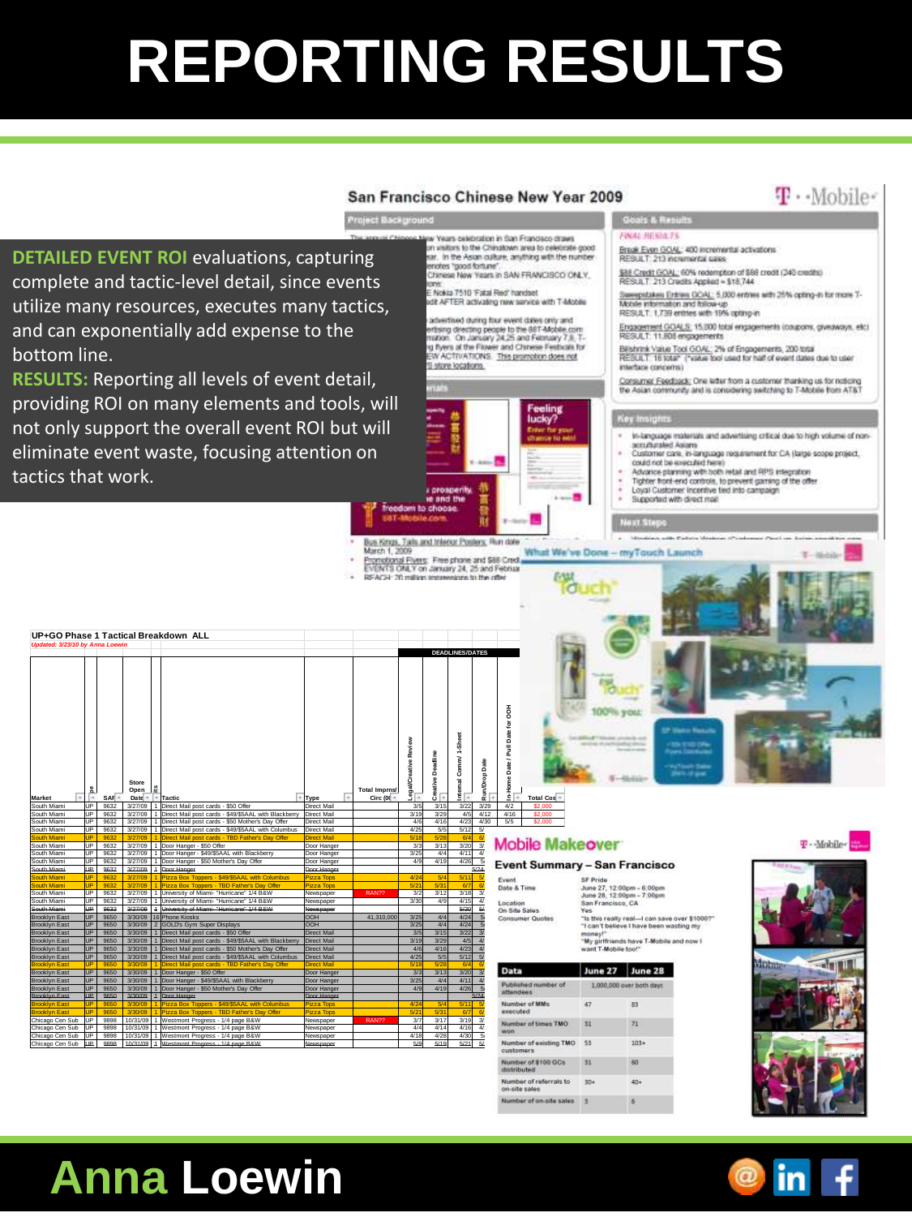# REPORTING RESULTS

**DETAILED EVENT ROI** evaluations, capturing complete and tactic-level detail, since events utilize many resources, executes many tactics, and can exponentially add expense to the bottom line.

**RESULTS:** Reporting all levels of event detail, providing ROI on many elements and tools, will not only support the overall event ROI but will eliminate event waste, focusing attention on tactics that work.

## San Francisco Chinese New Year 2009

### Goals & Results

FINAL RESULTS

Break Even GOAL: 400 incremental activations
RESULT: 213 incremental sales

$88 Credit GOAL: 60% redemption of $88 credit (240 credits)
RESULT: 213 Credits Applied = $18,744

Sweepstakes Entries GOAL: 5,000 entries with 25% opting-in for more T-Mobile information and follow-up
RESULT: 1,739 entries with 19% opting-in

Engagement GOALS: 15,000 total engagements (coupons, giveaways, etc)
RESULT: 11,808 engagements

Billshrink Value Tool GOAL: 2% of Engagements, 200 total
RESULT: 18 total* (*value tool used for half of event dates due to user interface concerns)

Consumer Feedback: One letter from a customer thanking us for noticing the Asian community and is considering switching to T-Mobile from AT&T

### Key Insights

- In-language materials and advertising critical due to high volume of non-acculturated Asians
- Customer care, in-language requirement for CA (large scope project, could not be executed here)
- Advance planning with both retail and RPS integration
- Tighter front-end controls, to prevent gaming of the offer
- Loyal Customer Incentive tied into campaign
- Supported with direct mail

## UP+GO Phase 1 Tactical Breakdown ALL

*Updated: 3/23/10 by Anna Loewin*

| Market | Type | SAP | Store Open Date | Units | Tactic | Type | Total Imprns/ Circ (000) | Legal/Creative Review | Creative Deadline | Internal Comm/ 1-Sheet | Run/Drop Date | In-Home Date / Pull Date for OOH | Total Cost |
|---|---|---|---|---|---|---|---|---|---|---|---|---|---|
| South Miami | UP | 9632 | 3/27/09 | 1 | Direct Mail post cards - $50 Offer | Direct Mail | | 3/5 | 3/15 | 3/22 | 3/29 | 4/2 | $2,000 |
| South Miami | UP | 9632 | 3/27/09 | 1 | Direct Mail post cards - $49/$5AAL with Blackberry | Direct Mail | | 3/19 | 3/29 | 4/5 | 4/12 | 4/16 | $2,000 |
| South Miami | UP | 9632 | 3/27/09 | 1 | Direct Mail post cards - $50 Mother's Day Offer | Direct Mail | | 4/6 | 4/16 | 4/23 | 4/30 | 5/5 | $2,000 |
| South Miami | UP | 9632 | 3/27/09 | 1 | Direct Mail post cards - $49/$5AAL with Columbus | Direct Mail | | 4/25 | 5/5 | 5/12 | 5/ | | |
| South Miami | UP | 9632 | 3/27/09 | 1 | Direct Mail post cards - TBD Father's Day Offer | Direct Mail | | 5/18 | 5/28 | 6/4 | 6/ | | |
| South Miami | UP | 9632 | 3/27/09 | 1 | Door Hanger - $50 Offer | Door Hanger | | 3/3 | 3/13 | 3/20 | 3/ | | |
| South Miami | UP | 9632 | 3/27/09 | 1 | Door Hanger - $49/$5AAL with Blackberry | Door Hanger | | 3/25 | 4/4 | 4/11 | 4/ | | |
| South Miami | UP | 9632 | 3/27/09 | 1 | Door Hanger - $50 Mother's Day Offer | Door Hanger | | 4/9 | 4/19 | 4/26 | 5/ | | |
| ~~South Miami~~ | ~~UP~~ | ~~9632~~ | ~~3/27/09~~ | ~~1~~ | ~~Door Hanger~~ | ~~Door Hanger~~ | | | | | ~~5/24~~ | | |
| South Miami | UP | 9632 | 3/27/09 | 1 | Pizza Box Toppers - $49/$5AAL with Columbus | Pizza Tops | | 4/24 | 5/4 | 5/11 | 5/ | | |
| South Miami | UP | 9632 | 3/27/09 | 1 | Pizza Box Toppers - TBD Father's Day Offer | Pizza Tops | | 5/21 | 5/31 | 6/7 | 6/ | | |
| South Miami | UP | 9632 | 3/27/09 | 1 | University of Miami- "Hurricane" 1/4 B&W | Newspaper | RAN?? | 3/2 | 3/12 | 3/18 | 3/ | | |
| South Miami | UP | 9632 | 3/27/09 | 1 | University of Miami- "Hurricane" 1/4 B&W | Newspaper | | 3/30 | 4/9 | 4/15 | 4/ | | |
| ~~South Miami~~ | ~~UP~~ | ~~9632~~ | ~~3/27/09~~ | ~~1~~ | ~~University of Miami- "Hurricane" 1/4 B&W~~ | ~~Newspaper~~ | | | | ~~5/20~~ | ~~5/~~ | | |
| Brooklyn East | UP | 9650 | 3/30/09 | 16 | Phone Kiosks | OOH | 41,310,000 | 3/25 | 4/4 | 4/24 | 5/ | | |
| Brooklyn East | UP | 9650 | 3/30/09 | 2 | GOLD's Gym Super Displays | OOH | | 3/25 | 4/4 | 4/24 | 5/ | | |
| Brooklyn East | UP | 9650 | 3/30/09 | 1 | Direct Mail post cards - $50 Offer | Direct Mail | | 3/5 | 3/15 | 3/22 | 3/ | | |
| Brooklyn East | UP | 9650 | 3/30/09 | 1 | Direct Mail post cards - $49/$5AAL with Blackberry | Direct Mail | | 3/19 | 3/29 | 4/5 | 4/ | | |
| Brooklyn East | UP | 9650 | 3/30/09 | 1 | Direct Mail post cards - $50 Mother's Day Offer | Direct Mail | | 4/6 | 4/16 | 4/23 | 4/ | | |
| Brooklyn East | UP | 9650 | 3/30/09 | 1 | Direct Mail post cards - $49/$5AAL with Columbus | Direct Mail | | 4/25 | 5/5 | 5/12 | 5/ | | |
| Brooklyn East | UP | 9650 | 3/30/09 | 1 | Direct Mail post cards - TBD Father's Day Offer | Direct Mail | | 5/18 | 5/28 | 6/4 | 6/ | | |
| Brooklyn East | UP | 9650 | 3/30/09 | 1 | Door Hanger - $50 Offer | Door Hanger | | 3/3 | 3/13 | 3/20 | 3/ | | |
| Brooklyn East | UP | 9650 | 3/30/09 | 1 | Door Hanger - $49/$5AAL with Blackberry | Door Hanger | | 3/25 | 4/4 | 4/11 | 4/ | | |
| Brooklyn East | UP | 9650 | 3/30/09 | 1 | Door Hanger - $50 Mother's Day Offer | Door Hanger | | 4/9 | 4/19 | 4/26 | 5/ | | |
| ~~Brooklyn East~~ | ~~UP~~ | ~~9650~~ | ~~3/30/09~~ | ~~1~~ | ~~Door Hanger~~ | ~~Door Hanger~~ | | | | | ~~5/24~~ | | |
| Brooklyn East | UP | 9650 | 3/30/09 | 1 | Pizza Box Toppers - $49/$5AAL with Columbus | Pizza Tops | | 4/24 | 5/4 | 5/11 | 5/ | | |
| Brooklyn East | UP | 9650 | 3/30/09 | 1 | Pizza Box Toppers - TBD Father's Day Offer | Pizza Tops | | 5/21 | 5/31 | 6/7 | 6/ | | |
| Chicago Cen Sub | UP | 9898 | 10/31/09 | 1 | Westmont Progress - 1/4 page B&W | Newspaper | RAN?? | 3/7 | 3/17 | 3/19 | 3/ | | |
| Chicago Cen Sub | UP | 9898 | 10/31/09 | 1 | Westmont Progress - 1/4 page B&W | Newspaper | | 4/4 | 4/14 | 4/16 | 4/ | | |
| Chicago Cen Sub | UP | 9898 | 10/31/09 | 1 | Westmont Progress - 1/4 page B&W | Newspaper | | 4/18 | 4/28 | 4/30 | 5/ | | |
| ~~Chicago Cen Sub~~ | ~~UP~~ | ~~9898~~ | ~~10/31/09~~ | ~~1~~ | ~~Westmont Progress - 1/4 page B&W~~ | ~~Newspaper~~ | | 5/9 | 5/19 | 5/21 | 5/ | | |

## Mobile Makeover

### Event Summary – San Francisco

| | |
|---|---|
| Event | SF Pride |
| Date & Time | June 27, 12:00pm – 6:00pm<br>June 28, 12:00pm – 7:00pm |
| Location | San Francisco, CA |
| On Site Sales | Yes |
| Consumer Quotes | "Is this really real—I can save over $1000?"<br>"I can't believe I have been wasting my money!"<br>"My girlfriends have T-Mobile and now I want T-Mobile too!" |

| Data | June 27 | June 28 |
|---|---|---|
| Published number of attendees | 1,000,000 over both days | |
| Number of MMs executed | 47 | 83 |
| Number of times TMO won | 31 | 71 |
| Number of existing TMO customers | 53 | 103+ |
| Number of $100 GCs distributed | 31 | 60 |
| Number of referrals to on-site sales | 30+ | 40+ |
| Number of on-site sales | 3 | 6 |

# Anna Loewin